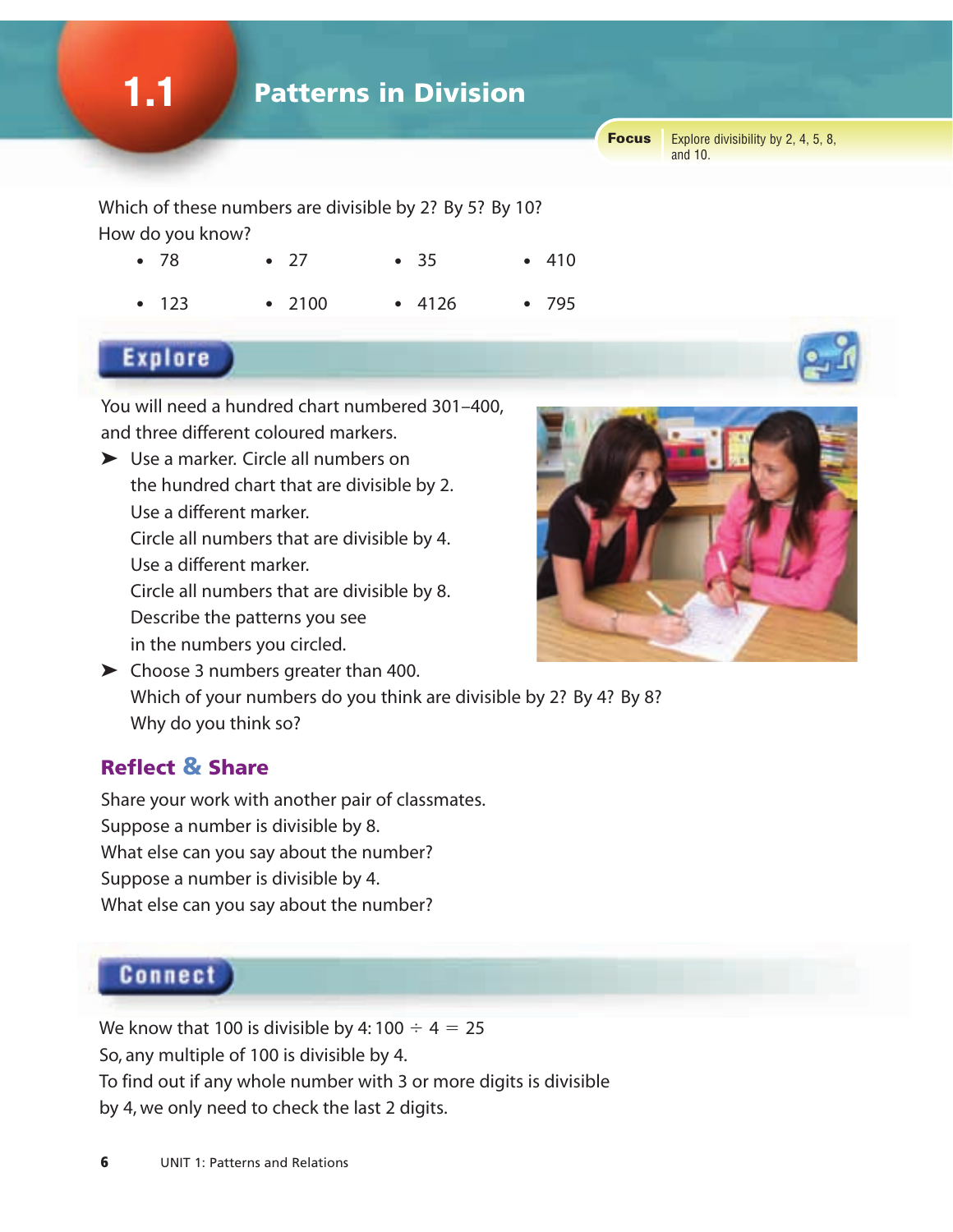# 1.1 Patterns in Division

**Focus** Explore divisibility by 2, 4, 5, 8, and 10.

Which of these numbers are divisible by 2? By 5? By 10?
How do you know?

- 78
- 27
- 35
- 410
- 123
- 2100
- 4126
- 795

## Explore

You will need a hundred chart numbered 301–400, and three different coloured markers.

➤ Use a marker. Circle all numbers on the hundred chart that are divisible by 2.
Use a different marker.
Circle all numbers that are divisible by 4.
Use a different marker.
Circle all numbers that are divisible by 8.
Describe the patterns you see in the numbers you circled.

➤ Choose 3 numbers greater than 400.
Which of your numbers do you think are divisible by 2? By 4? By 8?
Why do you think so?

### Reflect & Share

Share your work with another pair of classmates.
Suppose a number is divisible by 8.
What else can you say about the number?
Suppose a number is divisible by 4.
What else can you say about the number?

## Connect

We know that 100 is divisible by 4: $100 \div 4 = 25$
So, any multiple of 100 is divisible by 4.
To find out if any whole number with 3 or more digits is divisible by 4, we only need to check the last 2 digits.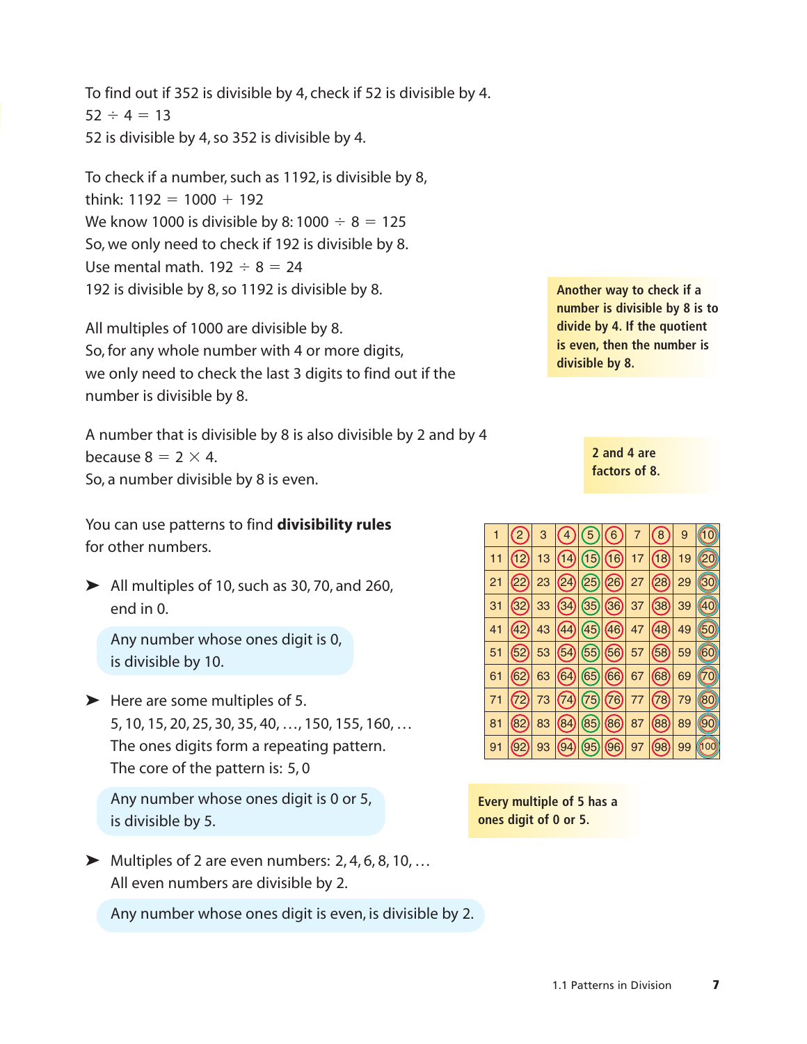To find out if 352 is divisible by 4, check if 52 is divisible by 4.
$52 \div 4 = 13$
52 is divisible by 4, so 352 is divisible by 4.

To check if a number, such as 1192, is divisible by 8,
think: $1192 = 1000 + 192$
We know 1000 is divisible by 8: $1000 \div 8 = 125$
So, we only need to check if 192 is divisible by 8.
Use mental math. $192 \div 8 = 24$
192 is divisible by 8, so 1192 is divisible by 8.

**Another way to check if a number is divisible by 8 is to divide by 4. If the quotient is even, then the number is divisible by 8.**

All multiples of 1000 are divisible by 8.
So, for any whole number with 4 or more digits,
we only need to check the last 3 digits to find out if the number is divisible by 8.

A number that is divisible by 8 is also divisible by 2 and by 4
because $8 = 2 \times 4$.
So, a number divisible by 8 is even.

**2 and 4 are factors of 8.**

You can use patterns to find **divisibility rules** for other numbers.

| 1 | (2) | 3 | (4) | (5) | (6) | 7 | (8) | 9 | (10) |
|---|---|---|---|---|---|---|---|---|---|
| 11 | (12) | 13 | (14) | (15) | (16) | 17 | (18) | 19 | (20) |
| 21 | (22) | 23 | (24) | (25) | (26) | 27 | (28) | 29 | (30) |
| 31 | (32) | 33 | (34) | (35) | (36) | 37 | (38) | 39 | (40) |
| 41 | (42) | 43 | (44) | (45) | (46) | 47 | (48) | 49 | (50) |
| 51 | (52) | 53 | (54) | (55) | (56) | 57 | (58) | 59 | (60) |
| 61 | (62) | 63 | (64) | (65) | (66) | 67 | (68) | 69 | (70) |
| 71 | (72) | 73 | (74) | (75) | (76) | 77 | (78) | 79 | (80) |
| 81 | (82) | 83 | (84) | (85) | (86) | 87 | (88) | 89 | (90) |
| 91 | (92) | 93 | (94) | (95) | (96) | 97 | (98) | 99 | (100) |

- All multiples of 10, such as 30, 70, and 260, end in 0.

  Any number whose ones digit is 0, is divisible by 10.

- Here are some multiples of 5.
  5, 10, 15, 20, 25, 30, 35, 40, …, 150, 155, 160, …
  The ones digits form a repeating pattern.
  The core of the pattern is: 5, 0

  Any number whose ones digit is 0 or 5, is divisible by 5.

**Every multiple of 5 has a ones digit of 0 or 5.**

- Multiples of 2 are even numbers: 2, 4, 6, 8, 10, …
  All even numbers are divisible by 2.

  Any number whose ones digit is even, is divisible by 2.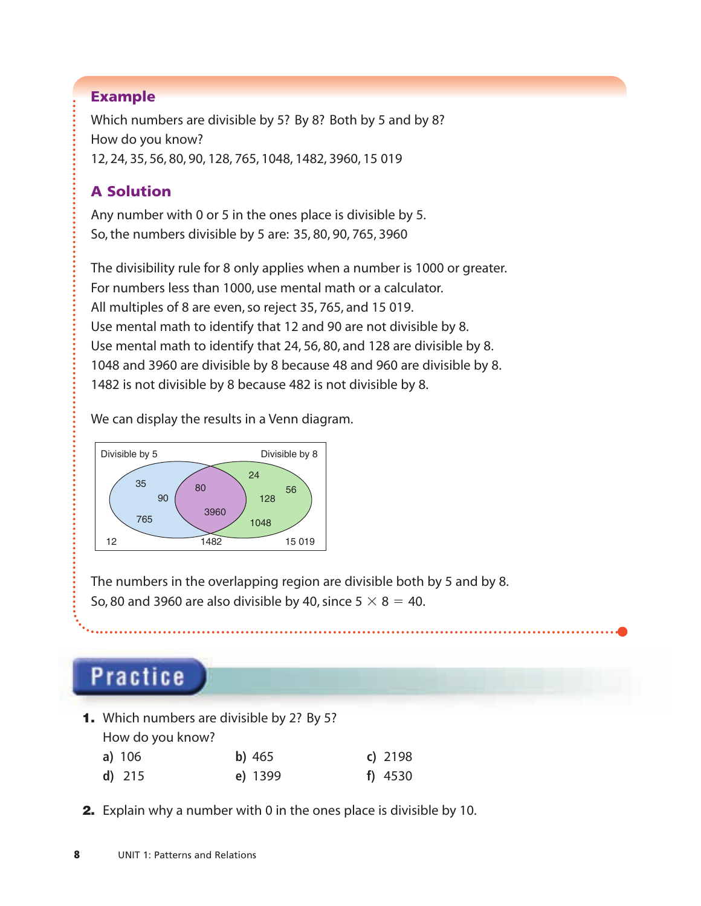## Example

Which numbers are divisible by 5? By 8? Both by 5 and by 8?
How do you know?
12, 24, 35, 56, 80, 90, 128, 765, 1048, 1482, 3960, 15 019

## A Solution

Any number with 0 or 5 in the ones place is divisible by 5.
So, the numbers divisible by 5 are: 35, 80, 90, 765, 3960

The divisibility rule for 8 only applies when a number is 1000 or greater.
For numbers less than 1000, use mental math or a calculator.
All multiples of 8 are even, so reject 35, 765, and 15 019.
Use mental math to identify that 12 and 90 are not divisible by 8.
Use mental math to identify that 24, 56, 80, and 128 are divisible by 8.
1048 and 3960 are divisible by 8 because 48 and 960 are divisible by 8.
1482 is not divisible by 8 because 482 is not divisible by 8.

We can display the results in a Venn diagram.

Divisible by 5 | Divisible by 8

- Divisible by 5 only: 35, 90, 765
- Both: 80, 3960
- Divisible by 8 only: 24, 56, 128, 1048
- Neither: 12, 1482, 15 019

The numbers in the overlapping region are divisible both by 5 and by 8.
So, 80 and 3960 are also divisible by 40, since $5 \times 8 = 40$.

## Practice

1. Which numbers are divisible by 2? By 5?
   How do you know?

   a) 106 b) 465 c) 2198
   d) 215 e) 1399 f) 4530

2. Explain why a number with 0 in the ones place is divisible by 10.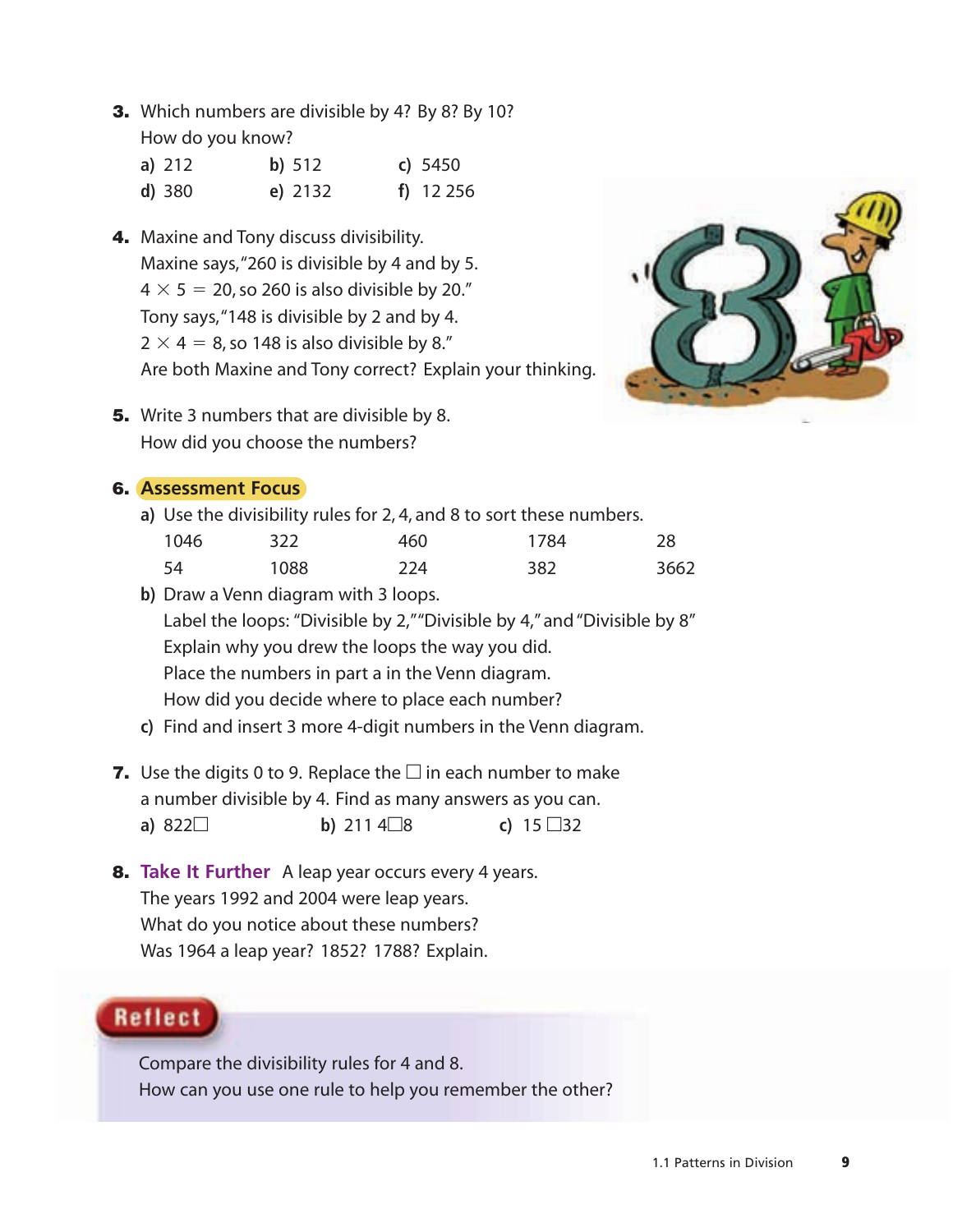3. Which numbers are divisible by 4? By 8? By 10?
   How do you know?
   a) 212 b) 512 c) 5450
   d) 380 e) 2132 f) 12 256

4. Maxine and Tony discuss divisibility.
   Maxine says, "260 is divisible by 4 and by 5.
   $4 \times 5 = 20$, so 260 is also divisible by 20."
   Tony says, "148 is divisible by 2 and by 4.
   $2 \times 4 = 8$, so 148 is also divisible by 8."
   Are both Maxine and Tony correct? Explain your thinking.

5. Write 3 numbers that are divisible by 8.
   How did you choose the numbers?

6. **Assessment Focus**
   a) Use the divisibility rules for 2, 4, and 8 to sort these numbers.

| | | | | |
|---|---|---|---|---|
| 1046 | 322 | 460 | 1784 | 28 |
| 54 | 1088 | 224 | 382 | 3662 |

   b) Draw a Venn diagram with 3 loops.
   Label the loops: "Divisible by 2," "Divisible by 4," and "Divisible by 8"
   Explain why you drew the loops the way you did.
   Place the numbers in part a in the Venn diagram.
   How did you decide where to place each number?
   c) Find and insert 3 more 4-digit numbers in the Venn diagram.

7. Use the digits 0 to 9. Replace the ☐ in each number to make a number divisible by 4. Find as many answers as you can.
   a) 822☐ b) 211 4☐8 c) 15 ☐32

8. **Take It Further** A leap year occurs every 4 years.
   The years 1992 and 2004 were leap years.
   What do you notice about these numbers?
   Was 1964 a leap year? 1852? 1788? Explain.

## Reflect

Compare the divisibility rules for 4 and 8.
How can you use one rule to help you remember the other?